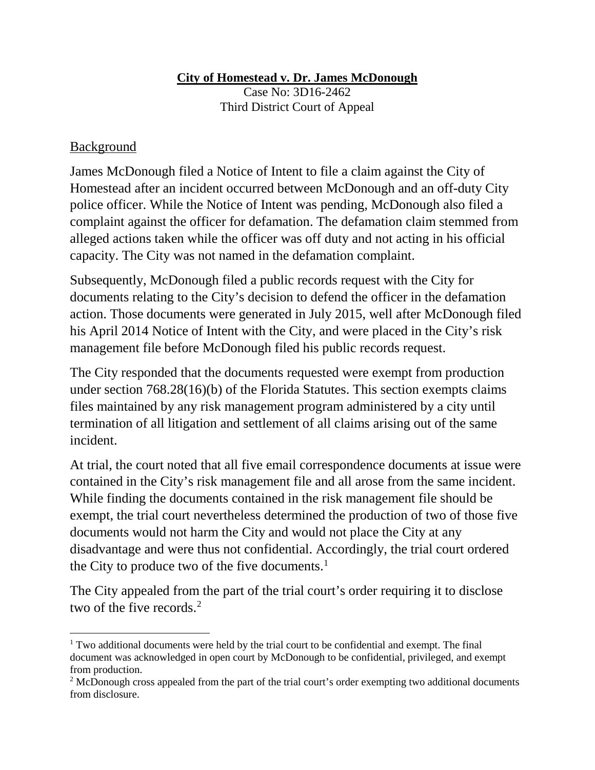**City of Homestead v. Dr. James McDonough**

Case No: 3D16-2462
Third District Court of Appeal

Background

James McDonough filed a Notice of Intent to file a claim against the City of Homestead after an incident occurred between McDonough and an off-duty City police officer. While the Notice of Intent was pending, McDonough also filed a complaint against the officer for defamation. The defamation claim stemmed from alleged actions taken while the officer was off duty and not acting in his official capacity. The City was not named in the defamation complaint.

Subsequently, McDonough filed a public records request with the City for documents relating to the City's decision to defend the officer in the defamation action. Those documents were generated in July 2015, well after McDonough filed his April 2014 Notice of Intent with the City, and were placed in the City's risk management file before McDonough filed his public records request.

The City responded that the documents requested were exempt from production under section 768.28(16)(b) of the Florida Statutes. This section exempts claims files maintained by any risk management program administered by a city until termination of all litigation and settlement of all claims arising out of the same incident.

At trial, the court noted that all five email correspondence documents at issue were contained in the City's risk management file and all arose from the same incident. While finding the documents contained in the risk management file should be exempt, the trial court nevertheless determined the production of two of those five documents would not harm the City and would not place the City at any disadvantage and were thus not confidential. Accordingly, the trial court ordered the City to produce two of the five documents.[1]

The City appealed from the part of the trial court's order requiring it to disclose two of the five records.[2]

---

[1] Two additional documents were held by the trial court to be confidential and exempt. The final document was acknowledged in open court by McDonough to be confidential, privileged, and exempt from production.

[2] McDonough cross appealed from the part of the trial court's order exempting two additional documents from disclosure.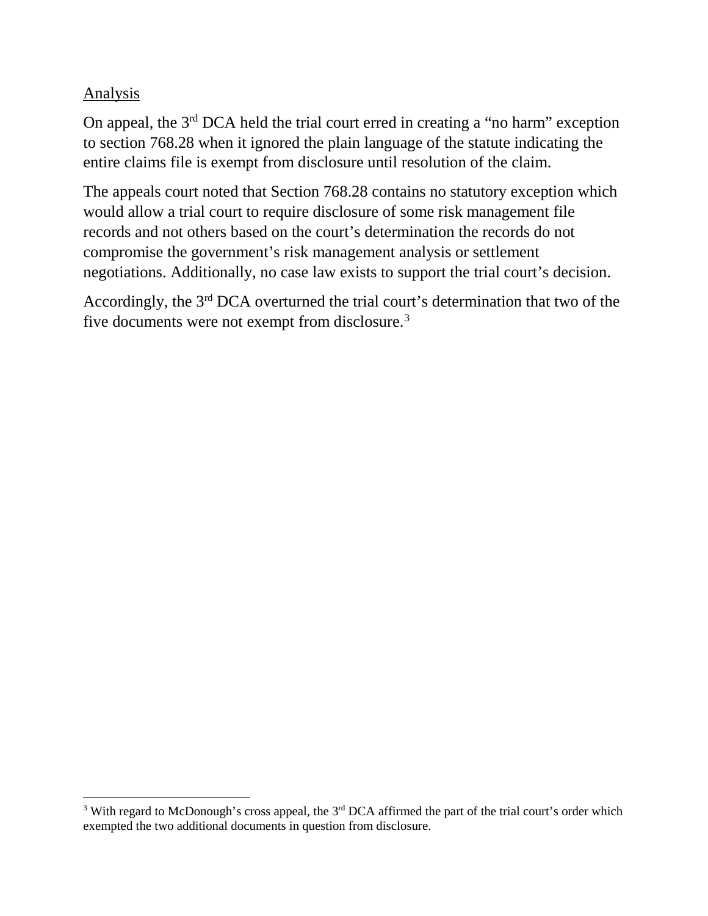Analysis

On appeal, the 3rd DCA held the trial court erred in creating a “no harm” exception to section 768.28 when it ignored the plain language of the statute indicating the entire claims file is exempt from disclosure until resolution of the claim.

The appeals court noted that Section 768.28 contains no statutory exception which would allow a trial court to require disclosure of some risk management file records and not others based on the court’s determination the records do not compromise the government’s risk management analysis or settlement negotiations. Additionally, no case law exists to support the trial court’s decision.

Accordingly, the 3rd DCA overturned the trial court’s determination that two of the five documents were not exempt from disclosure.[3]

---

[3] With regard to McDonough’s cross appeal, the 3rd DCA affirmed the part of the trial court’s order which exempted the two additional documents in question from disclosure.